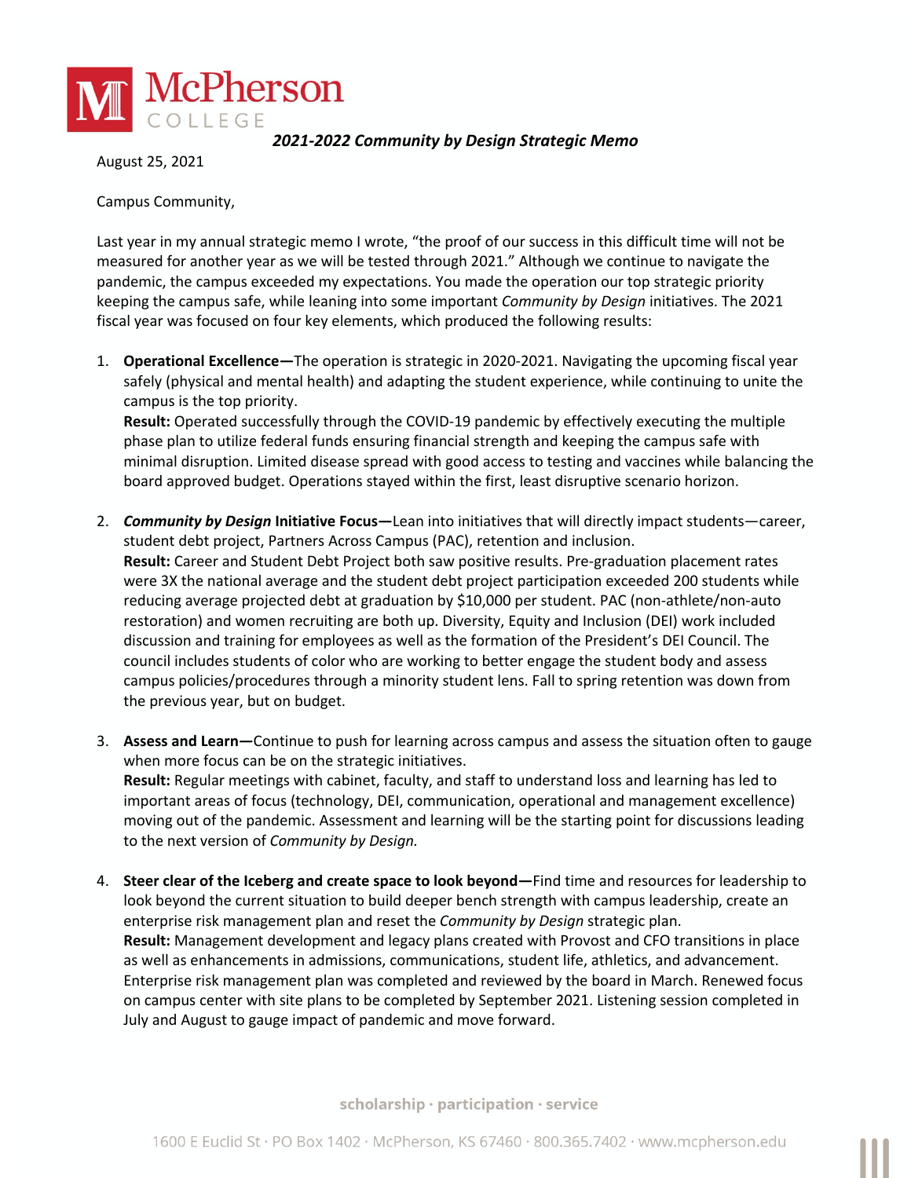McPherson COLLEGE

***2021-2022 Community by Design Strategic Memo***

August 25, 2021

Campus Community,

Last year in my annual strategic memo I wrote, "the proof of our success in this difficult time will not be measured for another year as we will be tested through 2021." Although we continue to navigate the pandemic, the campus exceeded my expectations. You made the operation our top strategic priority keeping the campus safe, while leaning into some important *Community by Design* initiatives. The 2021 fiscal year was focused on four key elements, which produced the following results:

1. **Operational Excellence—**The operation is strategic in 2020-2021. Navigating the upcoming fiscal year safely (physical and mental health) and adapting the student experience, while continuing to unite the campus is the top priority.
   **Result:** Operated successfully through the COVID-19 pandemic by effectively executing the multiple phase plan to utilize federal funds ensuring financial strength and keeping the campus safe with minimal disruption. Limited disease spread with good access to testing and vaccines while balancing the board approved budget. Operations stayed within the first, least disruptive scenario horizon.

2. ***Community by Design* Initiative Focus—**Lean into initiatives that will directly impact students—career, student debt project, Partners Across Campus (PAC), retention and inclusion.
   **Result:** Career and Student Debt Project both saw positive results. Pre-graduation placement rates were 3X the national average and the student debt project participation exceeded 200 students while reducing average projected debt at graduation by $10,000 per student. PAC (non-athlete/non-auto restoration) and women recruiting are both up. Diversity, Equity and Inclusion (DEI) work included discussion and training for employees as well as the formation of the President's DEI Council. The council includes students of color who are working to better engage the student body and assess campus policies/procedures through a minority student lens. Fall to spring retention was down from the previous year, but on budget.

3. **Assess and Learn—**Continue to push for learning across campus and assess the situation often to gauge when more focus can be on the strategic initiatives.
   **Result:** Regular meetings with cabinet, faculty, and staff to understand loss and learning has led to important areas of focus (technology, DEI, communication, operational and management excellence) moving out of the pandemic. Assessment and learning will be the starting point for discussions leading to the next version of *Community by Design*.

4. **Steer clear of the Iceberg and create space to look beyond—**Find time and resources for leadership to look beyond the current situation to build deeper bench strength with campus leadership, create an enterprise risk management plan and reset the *Community by Design* strategic plan.
   **Result:** Management development and legacy plans created with Provost and CFO transitions in place as well as enhancements in admissions, communications, student life, athletics, and advancement. Enterprise risk management plan was completed and reviewed by the board in March. Renewed focus on campus center with site plans to be completed by September 2021. Listening session completed in July and August to gauge impact of pandemic and move forward.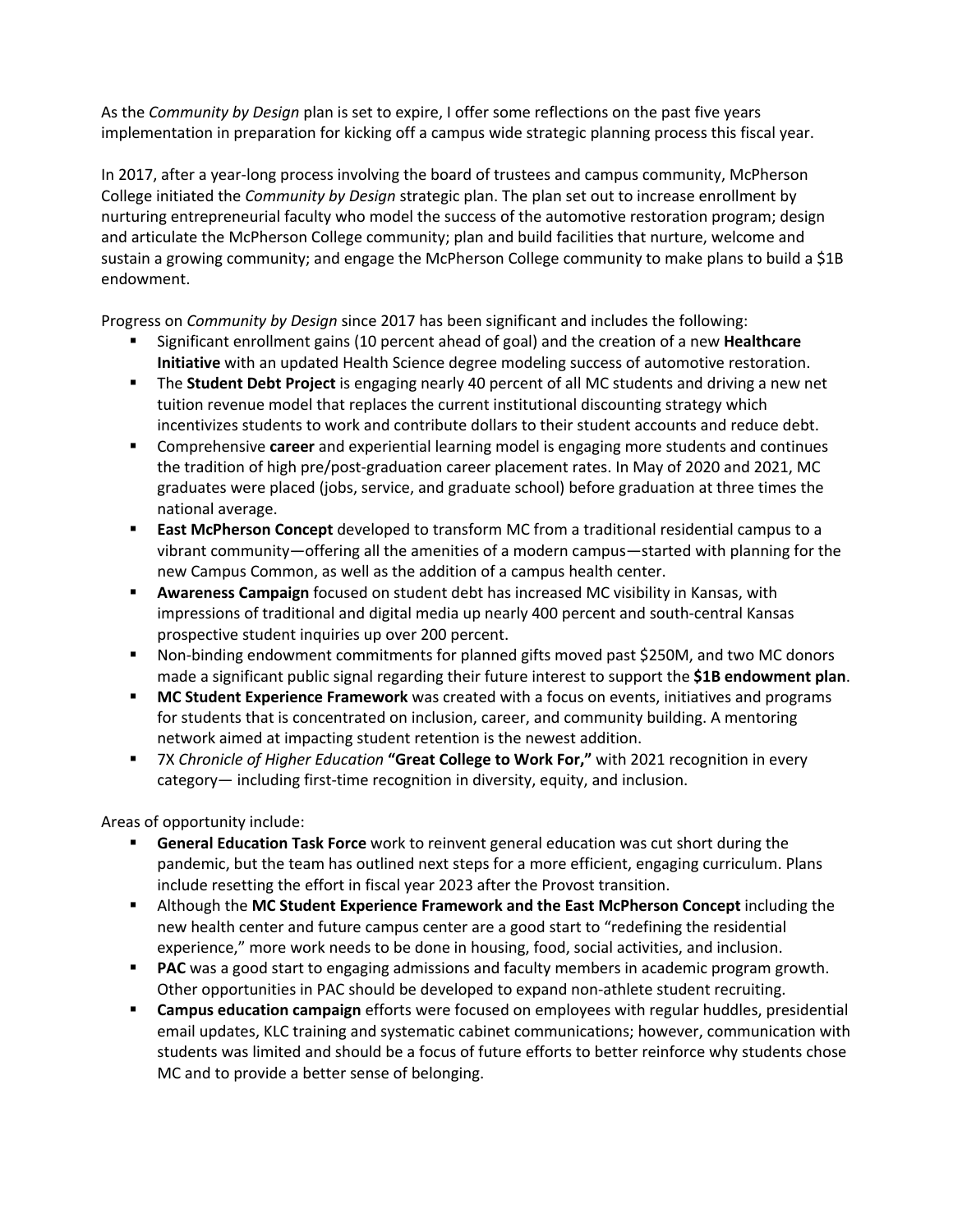As the *Community by Design* plan is set to expire, I offer some reflections on the past five years implementation in preparation for kicking off a campus wide strategic planning process this fiscal year.

In 2017, after a year-long process involving the board of trustees and campus community, McPherson College initiated the *Community by Design* strategic plan. The plan set out to increase enrollment by nurturing entrepreneurial faculty who model the success of the automotive restoration program; design and articulate the McPherson College community; plan and build facilities that nurture, welcome and sustain a growing community; and engage the McPherson College community to make plans to build a $1B endowment.

Progress on *Community by Design* since 2017 has been significant and includes the following:

- Significant enrollment gains (10 percent ahead of goal) and the creation of a new **Healthcare Initiative** with an updated Health Science degree modeling success of automotive restoration.
- The **Student Debt Project** is engaging nearly 40 percent of all MC students and driving a new net tuition revenue model that replaces the current institutional discounting strategy which incentivizes students to work and contribute dollars to their student accounts and reduce debt.
- Comprehensive **career** and experiential learning model is engaging more students and continues the tradition of high pre/post-graduation career placement rates. In May of 2020 and 2021, MC graduates were placed (jobs, service, and graduate school) before graduation at three times the national average.
- **East McPherson Concept** developed to transform MC from a traditional residential campus to a vibrant community—offering all the amenities of a modern campus—started with planning for the new Campus Common, as well as the addition of a campus health center.
- **Awareness Campaign** focused on student debt has increased MC visibility in Kansas, with impressions of traditional and digital media up nearly 400 percent and south-central Kansas prospective student inquiries up over 200 percent.
- Non-binding endowment commitments for planned gifts moved past $250M, and two MC donors made a significant public signal regarding their future interest to support the **$1B endowment plan**.
- **MC Student Experience Framework** was created with a focus on events, initiatives and programs for students that is concentrated on inclusion, career, and community building. A mentoring network aimed at impacting student retention is the newest addition.
- 7X *Chronicle of Higher Education* **"Great College to Work For,"** with 2021 recognition in every category— including first-time recognition in diversity, equity, and inclusion.

Areas of opportunity include:

- **General Education Task Force** work to reinvent general education was cut short during the pandemic, but the team has outlined next steps for a more efficient, engaging curriculum. Plans include resetting the effort in fiscal year 2023 after the Provost transition.
- Although the **MC Student Experience Framework and the East McPherson Concept** including the new health center and future campus center are a good start to "redefining the residential experience," more work needs to be done in housing, food, social activities, and inclusion.
- **PAC** was a good start to engaging admissions and faculty members in academic program growth. Other opportunities in PAC should be developed to expand non-athlete student recruiting.
- **Campus education campaign** efforts were focused on employees with regular huddles, presidential email updates, KLC training and systematic cabinet communications; however, communication with students was limited and should be a focus of future efforts to better reinforce why students chose MC and to provide a better sense of belonging.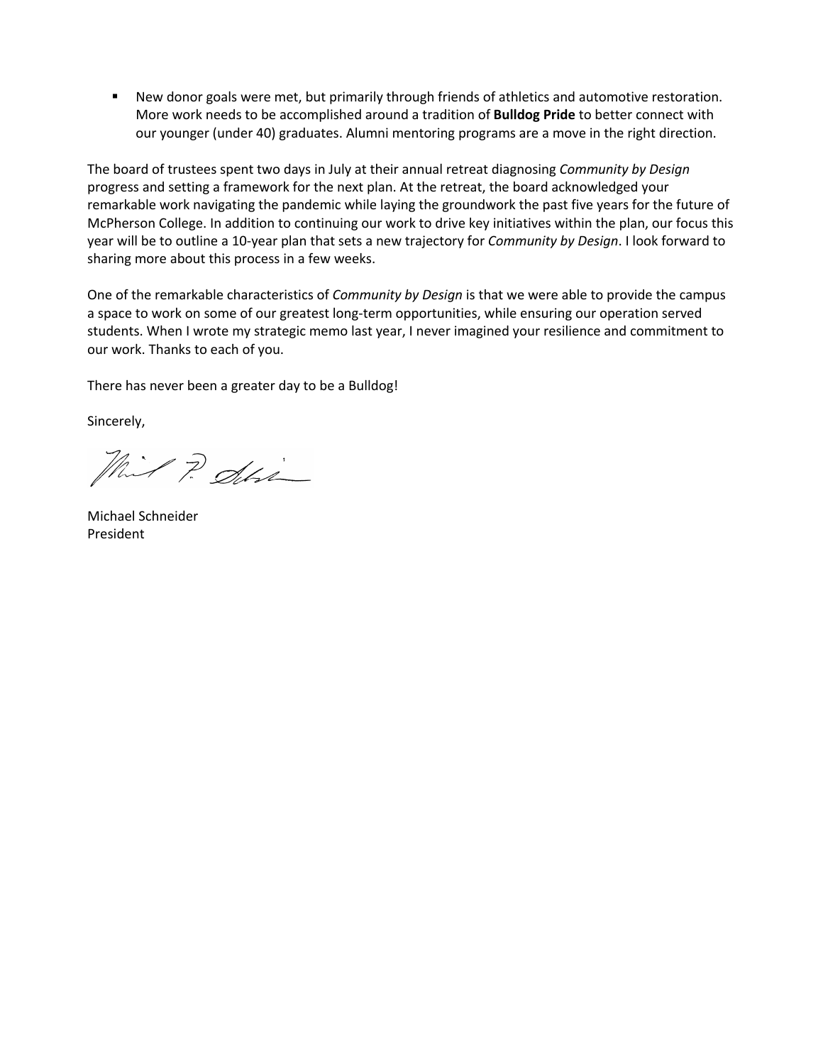- New donor goals were met, but primarily through friends of athletics and automotive restoration. More work needs to be accomplished around a tradition of **Bulldog Pride** to better connect with our younger (under 40) graduates. Alumni mentoring programs are a move in the right direction.

The board of trustees spent two days in July at their annual retreat diagnosing *Community by Design* progress and setting a framework for the next plan. At the retreat, the board acknowledged your remarkable work navigating the pandemic while laying the groundwork the past five years for the future of McPherson College. In addition to continuing our work to drive key initiatives within the plan, our focus this year will be to outline a 10-year plan that sets a new trajectory for *Community by Design*. I look forward to sharing more about this process in a few weeks.

One of the remarkable characteristics of *Community by Design* is that we were able to provide the campus a space to work on some of our greatest long-term opportunities, while ensuring our operation served students. When I wrote my strategic memo last year, I never imagined your resilience and commitment to our work. Thanks to each of you.

There has never been a greater day to be a Bulldog!

Sincerely,

Michael Schneider
President